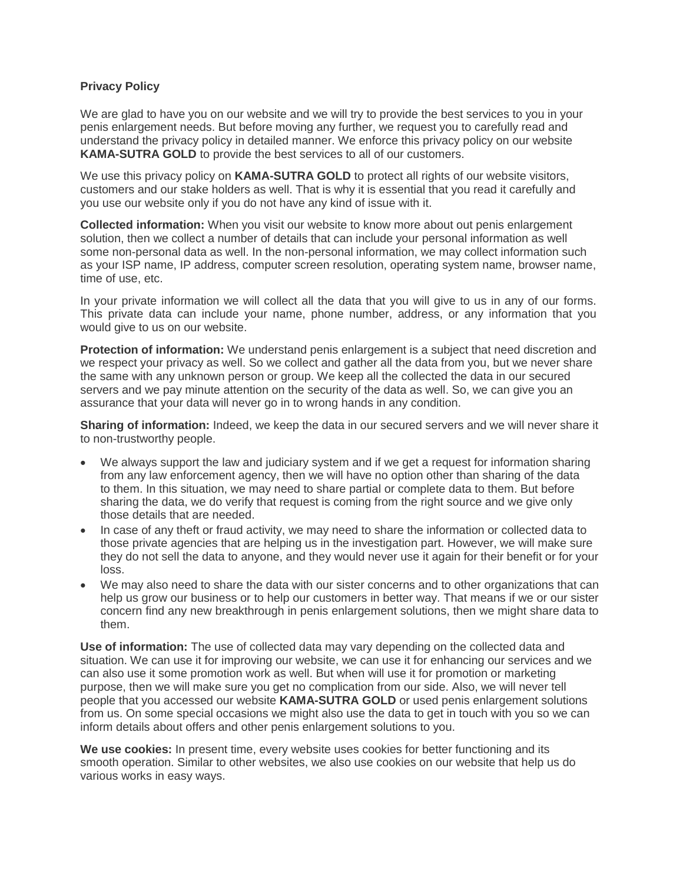**Privacy Policy**

We are glad to have you on our website and we will try to provide the best services to you in your penis enlargement needs. But before moving any further, we request you to carefully read and understand the privacy policy in detailed manner. We enforce this privacy policy on our website **KAMA-SUTRA GOLD** to provide the best services to all of our customers.

We use this privacy policy on **KAMA-SUTRA GOLD** to protect all rights of our website visitors, customers and our stake holders as well. That is why it is essential that you read it carefully and you use our website only if you do not have any kind of issue with it.

**Collected information:** When you visit our website to know more about out penis enlargement solution, then we collect a number of details that can include your personal information as well some non-personal data as well. In the non-personal information, we may collect information such as your ISP name, IP address, computer screen resolution, operating system name, browser name, time of use, etc.

In your private information we will collect all the data that you will give to us in any of our forms. This private data can include your name, phone number, address, or any information that you would give to us on our website.

**Protection of information:** We understand penis enlargement is a subject that need discretion and we respect your privacy as well. So we collect and gather all the data from you, but we never share the same with any unknown person or group. We keep all the collected the data in our secured servers and we pay minute attention on the security of the data as well. So, we can give you an assurance that your data will never go in to wrong hands in any condition.

**Sharing of information:** Indeed, we keep the data in our secured servers and we will never share it to non-trustworthy people.

- We always support the law and judiciary system and if we get a request for information sharing from any law enforcement agency, then we will have no option other than sharing of the data to them. In this situation, we may need to share partial or complete data to them. But before sharing the data, we do verify that request is coming from the right source and we give only those details that are needed.
- In case of any theft or fraud activity, we may need to share the information or collected data to those private agencies that are helping us in the investigation part. However, we will make sure they do not sell the data to anyone, and they would never use it again for their benefit or for your loss.
- We may also need to share the data with our sister concerns and to other organizations that can help us grow our business or to help our customers in better way. That means if we or our sister concern find any new breakthrough in penis enlargement solutions, then we might share data to them.

**Use of information:** The use of collected data may vary depending on the collected data and situation. We can use it for improving our website, we can use it for enhancing our services and we can also use it some promotion work as well. But when will use it for promotion or marketing purpose, then we will make sure you get no complication from our side. Also, we will never tell people that you accessed our website **KAMA-SUTRA GOLD** or used penis enlargement solutions from us. On some special occasions we might also use the data to get in touch with you so we can inform details about offers and other penis enlargement solutions to you.

**We use cookies:** In present time, every website uses cookies for better functioning and its smooth operation. Similar to other websites, we also use cookies on our website that help us do various works in easy ways.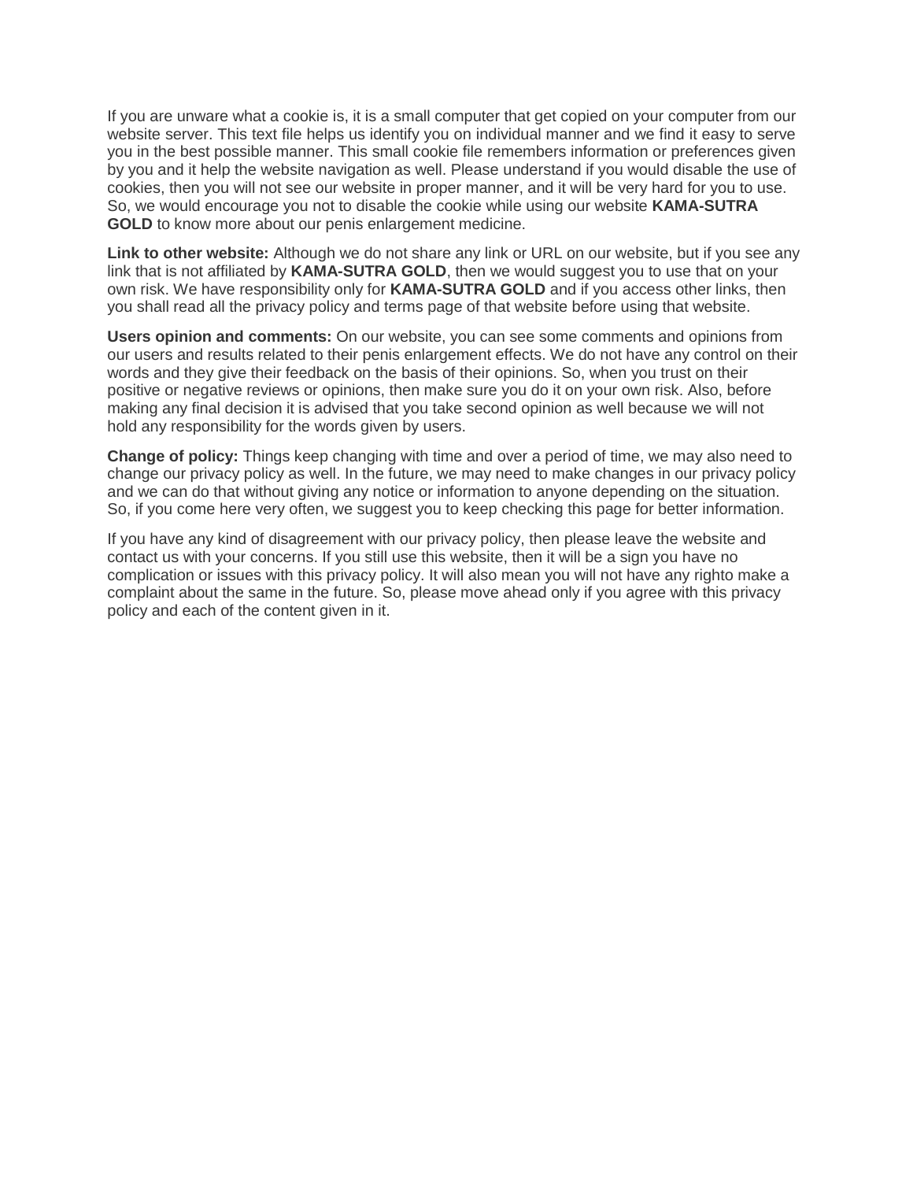If you are unware what a cookie is, it is a small computer that get copied on your computer from our website server. This text file helps us identify you on individual manner and we find it easy to serve you in the best possible manner. This small cookie file remembers information or preferences given by you and it help the website navigation as well. Please understand if you would disable the use of cookies, then you will not see our website in proper manner, and it will be very hard for you to use. So, we would encourage you not to disable the cookie while using our website **KAMA-SUTRA GOLD** to know more about our penis enlargement medicine.

**Link to other website:** Although we do not share any link or URL on our website, but if you see any link that is not affiliated by **KAMA-SUTRA GOLD**, then we would suggest you to use that on your own risk. We have responsibility only for **KAMA-SUTRA GOLD** and if you access other links, then you shall read all the privacy policy and terms page of that website before using that website.

**Users opinion and comments:** On our website, you can see some comments and opinions from our users and results related to their penis enlargement effects. We do not have any control on their words and they give their feedback on the basis of their opinions. So, when you trust on their positive or negative reviews or opinions, then make sure you do it on your own risk. Also, before making any final decision it is advised that you take second opinion as well because we will not hold any responsibility for the words given by users.

**Change of policy:** Things keep changing with time and over a period of time, we may also need to change our privacy policy as well. In the future, we may need to make changes in our privacy policy and we can do that without giving any notice or information to anyone depending on the situation. So, if you come here very often, we suggest you to keep checking this page for better information.

If you have any kind of disagreement with our privacy policy, then please leave the website and contact us with your concerns. If you still use this website, then it will be a sign you have no complication or issues with this privacy policy. It will also mean you will not have any righto make a complaint about the same in the future. So, please move ahead only if you agree with this privacy policy and each of the content given in it.